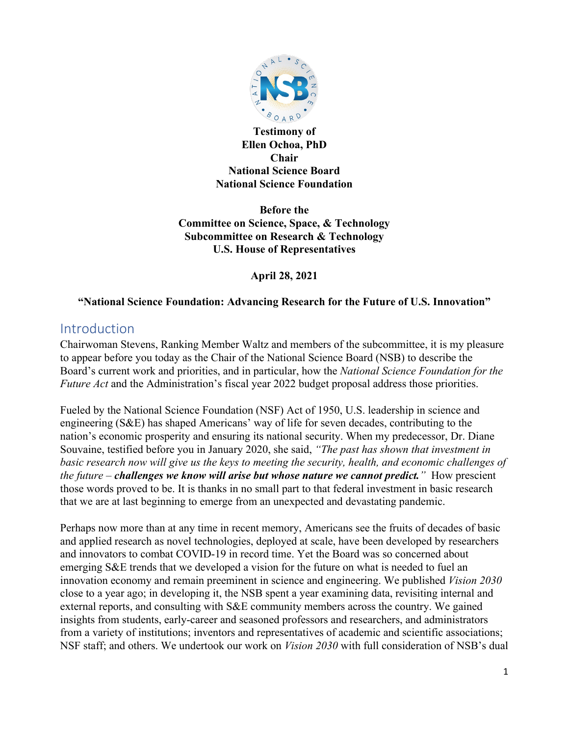**Testimony of**
**Ellen Ochoa, PhD**
**Chair**
**National Science Board**
**National Science Foundation**

**Before the**
**Committee on Science, Space, & Technology**
**Subcommittee on Research & Technology**
**U.S. House of Representatives**

**April 28, 2021**

**"National Science Foundation: Advancing Research for the Future of U.S. Innovation"**

## Introduction

Chairwoman Stevens, Ranking Member Waltz and members of the subcommittee, it is my pleasure to appear before you today as the Chair of the National Science Board (NSB) to describe the Board's current work and priorities, and in particular, how the *National Science Foundation for the Future Act* and the Administration's fiscal year 2022 budget proposal address those priorities.

Fueled by the National Science Foundation (NSF) Act of 1950, U.S. leadership in science and engineering (S&E) has shaped Americans' way of life for seven decades, contributing to the nation's economic prosperity and ensuring its national security. When my predecessor, Dr. Diane Souvaine, testified before you in January 2020, she said, *"The past has shown that investment in basic research now will give us the keys to meeting the security, health, and economic challenges of the future –* ***challenges we know will arise but whose nature we cannot predict.****"* How prescient those words proved to be. It is thanks in no small part to that federal investment in basic research that we are at last beginning to emerge from an unexpected and devastating pandemic.

Perhaps now more than at any time in recent memory, Americans see the fruits of decades of basic and applied research as novel technologies, deployed at scale, have been developed by researchers and innovators to combat COVID-19 in record time. Yet the Board was so concerned about emerging S&E trends that we developed a vision for the future on what is needed to fuel an innovation economy and remain preeminent in science and engineering. We published *Vision 2030* close to a year ago; in developing it, the NSB spent a year examining data, revisiting internal and external reports, and consulting with S&E community members across the country. We gained insights from students, early-career and seasoned professors and researchers, and administrators from a variety of institutions; inventors and representatives of academic and scientific associations; NSF staff; and others. We undertook our work on *Vision 2030* with full consideration of NSB's dual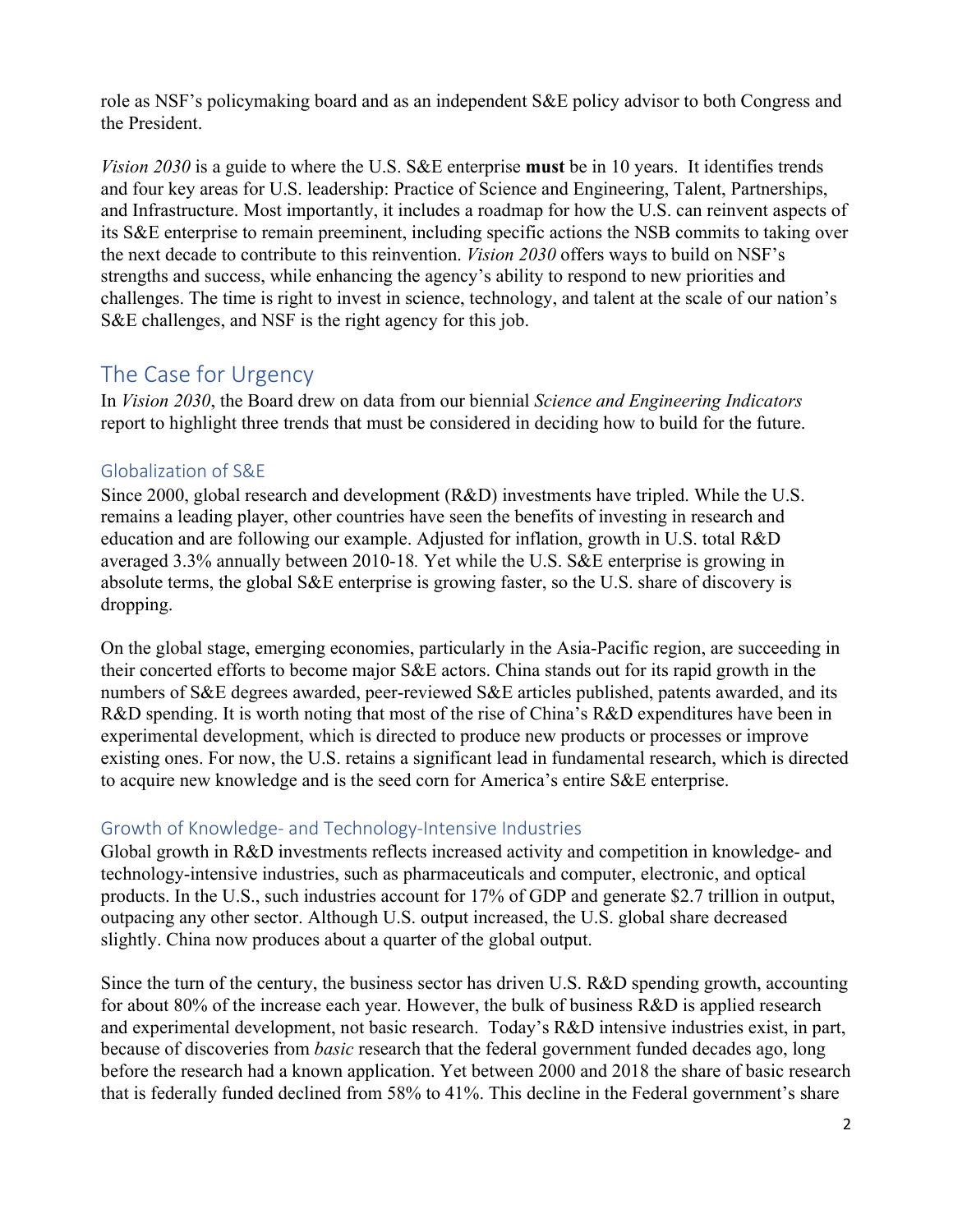role as NSF's policymaking board and as an independent S&E policy advisor to both Congress and the President.

*Vision 2030* is a guide to where the U.S. S&E enterprise **must** be in 10 years. It identifies trends and four key areas for U.S. leadership: Practice of Science and Engineering, Talent, Partnerships, and Infrastructure. Most importantly, it includes a roadmap for how the U.S. can reinvent aspects of its S&E enterprise to remain preeminent, including specific actions the NSB commits to taking over the next decade to contribute to this reinvention. *Vision 2030* offers ways to build on NSF's strengths and success, while enhancing the agency's ability to respond to new priorities and challenges. The time is right to invest in science, technology, and talent at the scale of our nation's S&E challenges, and NSF is the right agency for this job.

## The Case for Urgency

In *Vision 2030*, the Board drew on data from our biennial *Science and Engineering Indicators* report to highlight three trends that must be considered in deciding how to build for the future.

### Globalization of S&E

Since 2000, global research and development (R&D) investments have tripled. While the U.S. remains a leading player, other countries have seen the benefits of investing in research and education and are following our example. Adjusted for inflation, growth in U.S. total R&D averaged 3.3% annually between 2010-18. Yet while the U.S. S&E enterprise is growing in absolute terms, the global S&E enterprise is growing faster, so the U.S. share of discovery is dropping.

On the global stage, emerging economies, particularly in the Asia-Pacific region, are succeeding in their concerted efforts to become major S&E actors. China stands out for its rapid growth in the numbers of S&E degrees awarded, peer-reviewed S&E articles published, patents awarded, and its R&D spending. It is worth noting that most of the rise of China's R&D expenditures have been in experimental development, which is directed to produce new products or processes or improve existing ones. For now, the U.S. retains a significant lead in fundamental research, which is directed to acquire new knowledge and is the seed corn for America's entire S&E enterprise.

### Growth of Knowledge- and Technology-Intensive Industries

Global growth in R&D investments reflects increased activity and competition in knowledge- and technology-intensive industries, such as pharmaceuticals and computer, electronic, and optical products. In the U.S., such industries account for 17% of GDP and generate $2.7 trillion in output, outpacing any other sector. Although U.S. output increased, the U.S. global share decreased slightly. China now produces about a quarter of the global output.

Since the turn of the century, the business sector has driven U.S. R&D spending growth, accounting for about 80% of the increase each year. However, the bulk of business R&D is applied research and experimental development, not basic research. Today's R&D intensive industries exist, in part, because of discoveries from *basic* research that the federal government funded decades ago, long before the research had a known application. Yet between 2000 and 2018 the share of basic research that is federally funded declined from 58% to 41%. This decline in the Federal government's share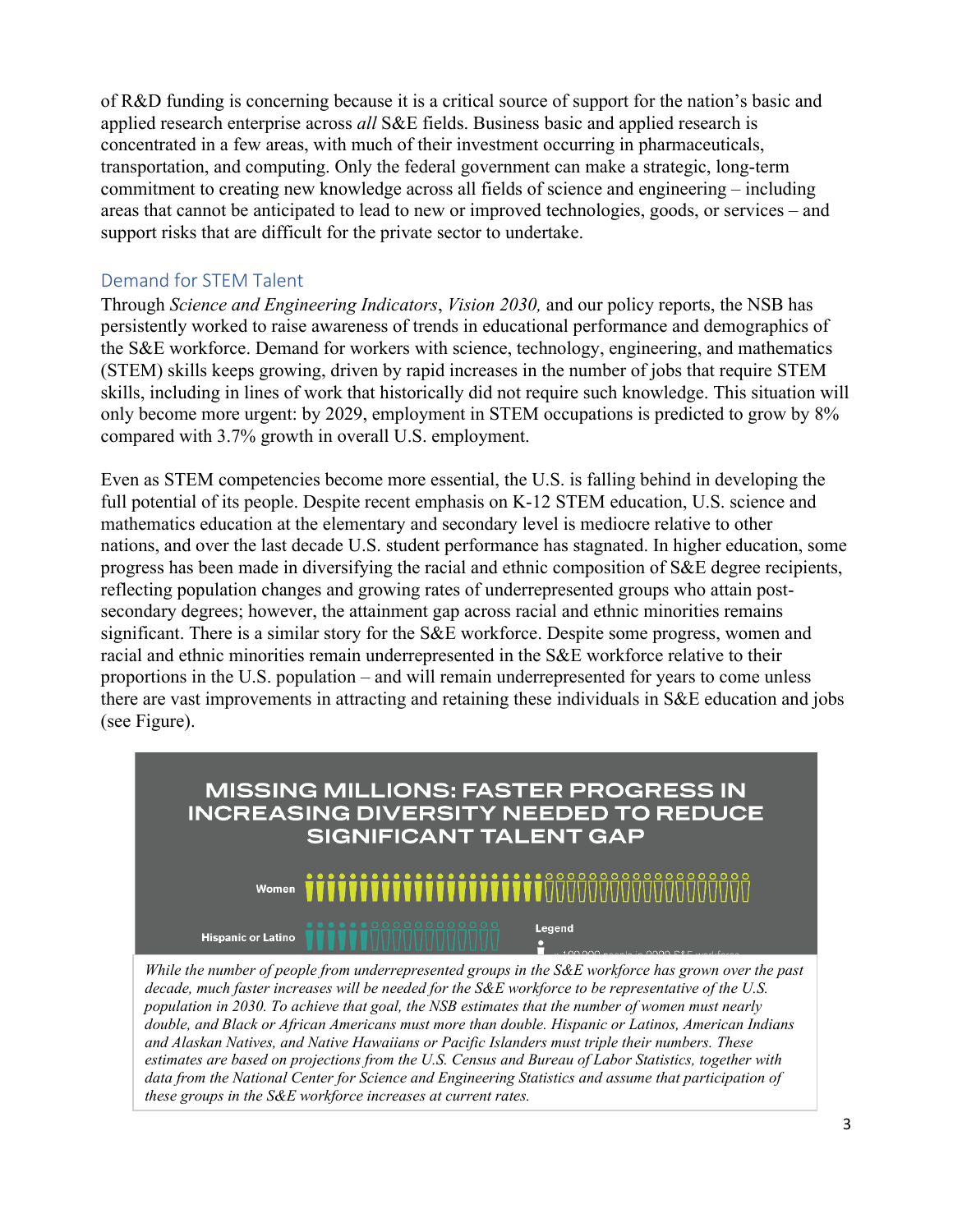of R&D funding is concerning because it is a critical source of support for the nation's basic and applied research enterprise across *all* S&E fields. Business basic and applied research is concentrated in a few areas, with much of their investment occurring in pharmaceuticals, transportation, and computing. Only the federal government can make a strategic, long-term commitment to creating new knowledge across all fields of science and engineering – including areas that cannot be anticipated to lead to new or improved technologies, goods, or services – and support risks that are difficult for the private sector to undertake.

## Demand for STEM Talent

Through *Science and Engineering Indicators*, *Vision 2030,* and our policy reports, the NSB has persistently worked to raise awareness of trends in educational performance and demographics of the S&E workforce. Demand for workers with science, technology, engineering, and mathematics (STEM) skills keeps growing, driven by rapid increases in the number of jobs that require STEM skills, including in lines of work that historically did not require such knowledge. This situation will only become more urgent: by 2029, employment in STEM occupations is predicted to grow by 8% compared with 3.7% growth in overall U.S. employment.

Even as STEM competencies become more essential, the U.S. is falling behind in developing the full potential of its people. Despite recent emphasis on K-12 STEM education, U.S. science and mathematics education at the elementary and secondary level is mediocre relative to other nations, and over the last decade U.S. student performance has stagnated. In higher education, some progress has been made in diversifying the racial and ethnic composition of S&E degree recipients, reflecting population changes and growing rates of underrepresented groups who attain post-secondary degrees; however, the attainment gap across racial and ethnic minorities remains significant. There is a similar story for the S&E workforce. Despite some progress, women and racial and ethnic minorities remain underrepresented in the S&E workforce relative to their proportions in the U.S. population – and will remain underrepresented for years to come unless there are vast improvements in attracting and retaining these individuals in S&E education and jobs (see Figure).

**MISSING MILLIONS: FASTER PROGRESS IN INCREASING DIVERSITY NEEDED TO REDUCE SIGNIFICANT TALENT GAP**

*While the number of people from underrepresented groups in the S&E workforce has grown over the past decade, much faster increases will be needed for the S&E workforce to be representative of the U.S. population in 2030. To achieve that goal, the NSB estimates that the number of women must nearly double, and Black or African Americans must more than double. Hispanic or Latinos, American Indians and Alaskan Natives, and Native Hawaiians or Pacific Islanders must triple their numbers. These estimates are based on projections from the U.S. Census and Bureau of Labor Statistics, together with data from the National Center for Science and Engineering Statistics and assume that participation of these groups in the S&E workforce increases at current rates.*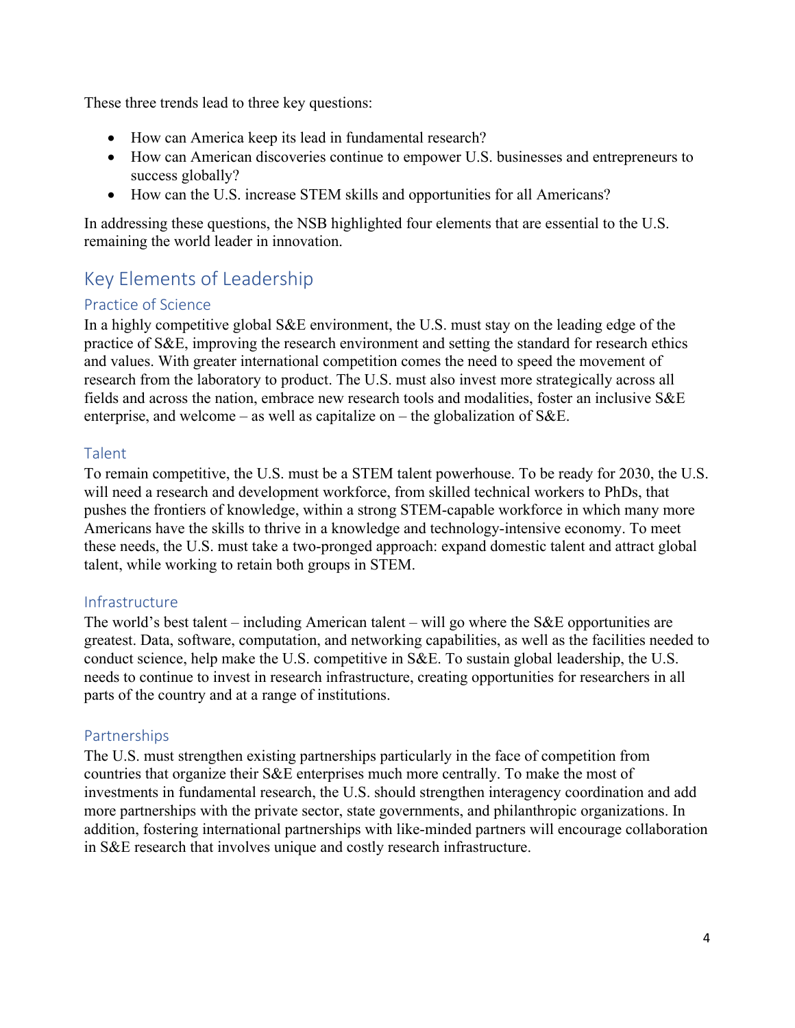These three trends lead to three key questions:

- How can America keep its lead in fundamental research?
- How can American discoveries continue to empower U.S. businesses and entrepreneurs to success globally?
- How can the U.S. increase STEM skills and opportunities for all Americans?

In addressing these questions, the NSB highlighted four elements that are essential to the U.S. remaining the world leader in innovation.

## Key Elements of Leadership

### Practice of Science

In a highly competitive global S&E environment, the U.S. must stay on the leading edge of the practice of S&E, improving the research environment and setting the standard for research ethics and values. With greater international competition comes the need to speed the movement of research from the laboratory to product. The U.S. must also invest more strategically across all fields and across the nation, embrace new research tools and modalities, foster an inclusive S&E enterprise, and welcome – as well as capitalize on – the globalization of S&E.

### Talent

To remain competitive, the U.S. must be a STEM talent powerhouse. To be ready for 2030, the U.S. will need a research and development workforce, from skilled technical workers to PhDs, that pushes the frontiers of knowledge, within a strong STEM-capable workforce in which many more Americans have the skills to thrive in a knowledge and technology-intensive economy. To meet these needs, the U.S. must take a two-pronged approach: expand domestic talent and attract global talent, while working to retain both groups in STEM.

### Infrastructure

The world's best talent – including American talent – will go where the S&E opportunities are greatest. Data, software, computation, and networking capabilities, as well as the facilities needed to conduct science, help make the U.S. competitive in S&E. To sustain global leadership, the U.S. needs to continue to invest in research infrastructure, creating opportunities for researchers in all parts of the country and at a range of institutions.

### Partnerships

The U.S. must strengthen existing partnerships particularly in the face of competition from countries that organize their S&E enterprises much more centrally. To make the most of investments in fundamental research, the U.S. should strengthen interagency coordination and add more partnerships with the private sector, state governments, and philanthropic organizations. In addition, fostering international partnerships with like-minded partners will encourage collaboration in S&E research that involves unique and costly research infrastructure.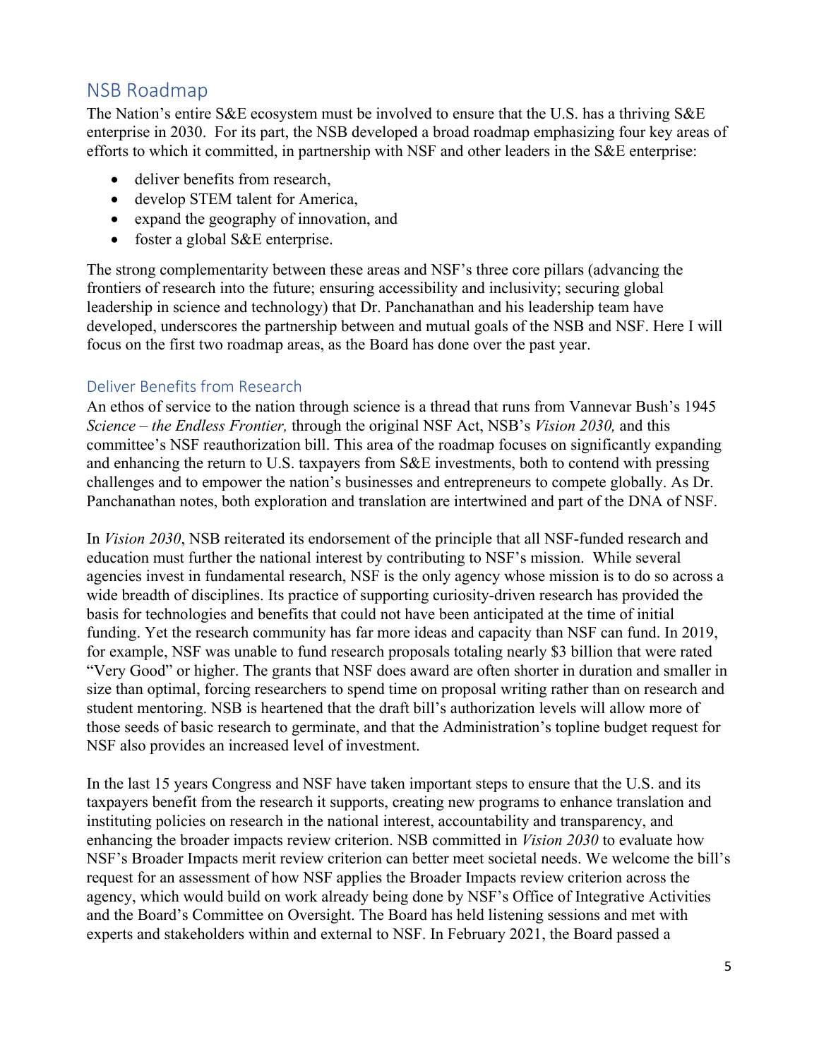## NSB Roadmap

The Nation's entire S&E ecosystem must be involved to ensure that the U.S. has a thriving S&E enterprise in 2030. For its part, the NSB developed a broad roadmap emphasizing four key areas of efforts to which it committed, in partnership with NSF and other leaders in the S&E enterprise:

- deliver benefits from research,
- develop STEM talent for America,
- expand the geography of innovation, and
- foster a global S&E enterprise.

The strong complementarity between these areas and NSF's three core pillars (advancing the frontiers of research into the future; ensuring accessibility and inclusivity; securing global leadership in science and technology) that Dr. Panchanathan and his leadership team have developed, underscores the partnership between and mutual goals of the NSB and NSF. Here I will focus on the first two roadmap areas, as the Board has done over the past year.

### Deliver Benefits from Research

An ethos of service to the nation through science is a thread that runs from Vannevar Bush's 1945 *Science – the Endless Frontier,* through the original NSF Act, NSB's *Vision 2030,* and this committee's NSF reauthorization bill. This area of the roadmap focuses on significantly expanding and enhancing the return to U.S. taxpayers from S&E investments, both to contend with pressing challenges and to empower the nation's businesses and entrepreneurs to compete globally. As Dr. Panchanathan notes, both exploration and translation are intertwined and part of the DNA of NSF.

In *Vision 2030*, NSB reiterated its endorsement of the principle that all NSF-funded research and education must further the national interest by contributing to NSF's mission. While several agencies invest in fundamental research, NSF is the only agency whose mission is to do so across a wide breadth of disciplines. Its practice of supporting curiosity-driven research has provided the basis for technologies and benefits that could not have been anticipated at the time of initial funding. Yet the research community has far more ideas and capacity than NSF can fund. In 2019, for example, NSF was unable to fund research proposals totaling nearly $3 billion that were rated "Very Good" or higher. The grants that NSF does award are often shorter in duration and smaller in size than optimal, forcing researchers to spend time on proposal writing rather than on research and student mentoring. NSB is heartened that the draft bill's authorization levels will allow more of those seeds of basic research to germinate, and that the Administration's topline budget request for NSF also provides an increased level of investment.

In the last 15 years Congress and NSF have taken important steps to ensure that the U.S. and its taxpayers benefit from the research it supports, creating new programs to enhance translation and instituting policies on research in the national interest, accountability and transparency, and enhancing the broader impacts review criterion. NSB committed in *Vision 2030* to evaluate how NSF's Broader Impacts merit review criterion can better meet societal needs. We welcome the bill's request for an assessment of how NSF applies the Broader Impacts review criterion across the agency, which would build on work already being done by NSF's Office of Integrative Activities and the Board's Committee on Oversight. The Board has held listening sessions and met with experts and stakeholders within and external to NSF. In February 2021, the Board passed a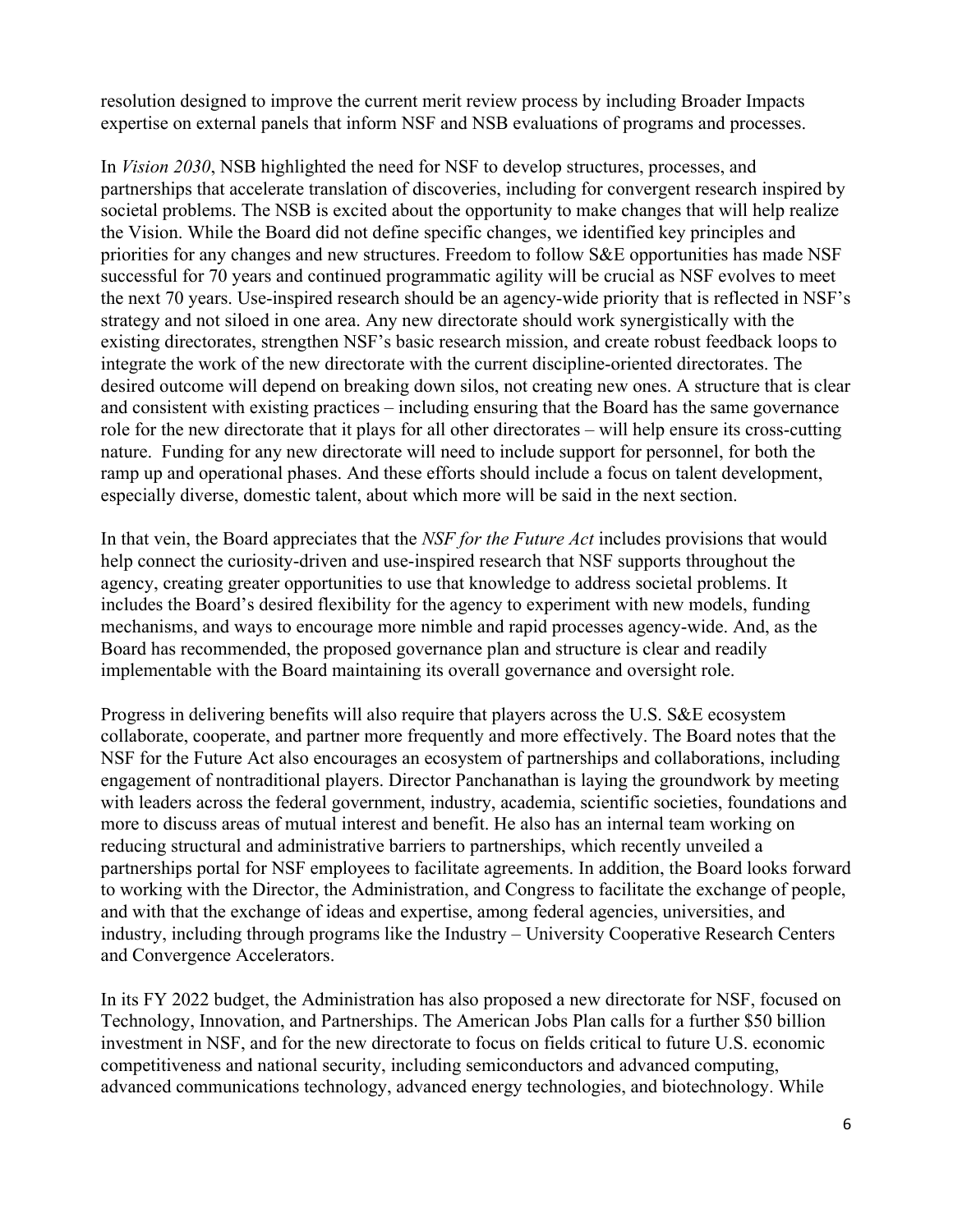resolution designed to improve the current merit review process by including Broader Impacts expertise on external panels that inform NSF and NSB evaluations of programs and processes.

In *Vision 2030*, NSB highlighted the need for NSF to develop structures, processes, and partnerships that accelerate translation of discoveries, including for convergent research inspired by societal problems. The NSB is excited about the opportunity to make changes that will help realize the Vision. While the Board did not define specific changes, we identified key principles and priorities for any changes and new structures. Freedom to follow S&E opportunities has made NSF successful for 70 years and continued programmatic agility will be crucial as NSF evolves to meet the next 70 years. Use-inspired research should be an agency-wide priority that is reflected in NSF's strategy and not siloed in one area. Any new directorate should work synergistically with the existing directorates, strengthen NSF's basic research mission, and create robust feedback loops to integrate the work of the new directorate with the current discipline-oriented directorates. The desired outcome will depend on breaking down silos, not creating new ones. A structure that is clear and consistent with existing practices – including ensuring that the Board has the same governance role for the new directorate that it plays for all other directorates – will help ensure its cross-cutting nature. Funding for any new directorate will need to include support for personnel, for both the ramp up and operational phases. And these efforts should include a focus on talent development, especially diverse, domestic talent, about which more will be said in the next section.

In that vein, the Board appreciates that the *NSF for the Future Act* includes provisions that would help connect the curiosity-driven and use-inspired research that NSF supports throughout the agency, creating greater opportunities to use that knowledge to address societal problems. It includes the Board's desired flexibility for the agency to experiment with new models, funding mechanisms, and ways to encourage more nimble and rapid processes agency-wide. And, as the Board has recommended, the proposed governance plan and structure is clear and readily implementable with the Board maintaining its overall governance and oversight role.

Progress in delivering benefits will also require that players across the U.S. S&E ecosystem collaborate, cooperate, and partner more frequently and more effectively. The Board notes that the NSF for the Future Act also encourages an ecosystem of partnerships and collaborations, including engagement of nontraditional players. Director Panchanathan is laying the groundwork by meeting with leaders across the federal government, industry, academia, scientific societies, foundations and more to discuss areas of mutual interest and benefit. He also has an internal team working on reducing structural and administrative barriers to partnerships, which recently unveiled a partnerships portal for NSF employees to facilitate agreements. In addition, the Board looks forward to working with the Director, the Administration, and Congress to facilitate the exchange of people, and with that the exchange of ideas and expertise, among federal agencies, universities, and industry, including through programs like the Industry – University Cooperative Research Centers and Convergence Accelerators.

In its FY 2022 budget, the Administration has also proposed a new directorate for NSF, focused on Technology, Innovation, and Partnerships. The American Jobs Plan calls for a further $50 billion investment in NSF, and for the new directorate to focus on fields critical to future U.S. economic competitiveness and national security, including semiconductors and advanced computing, advanced communications technology, advanced energy technologies, and biotechnology. While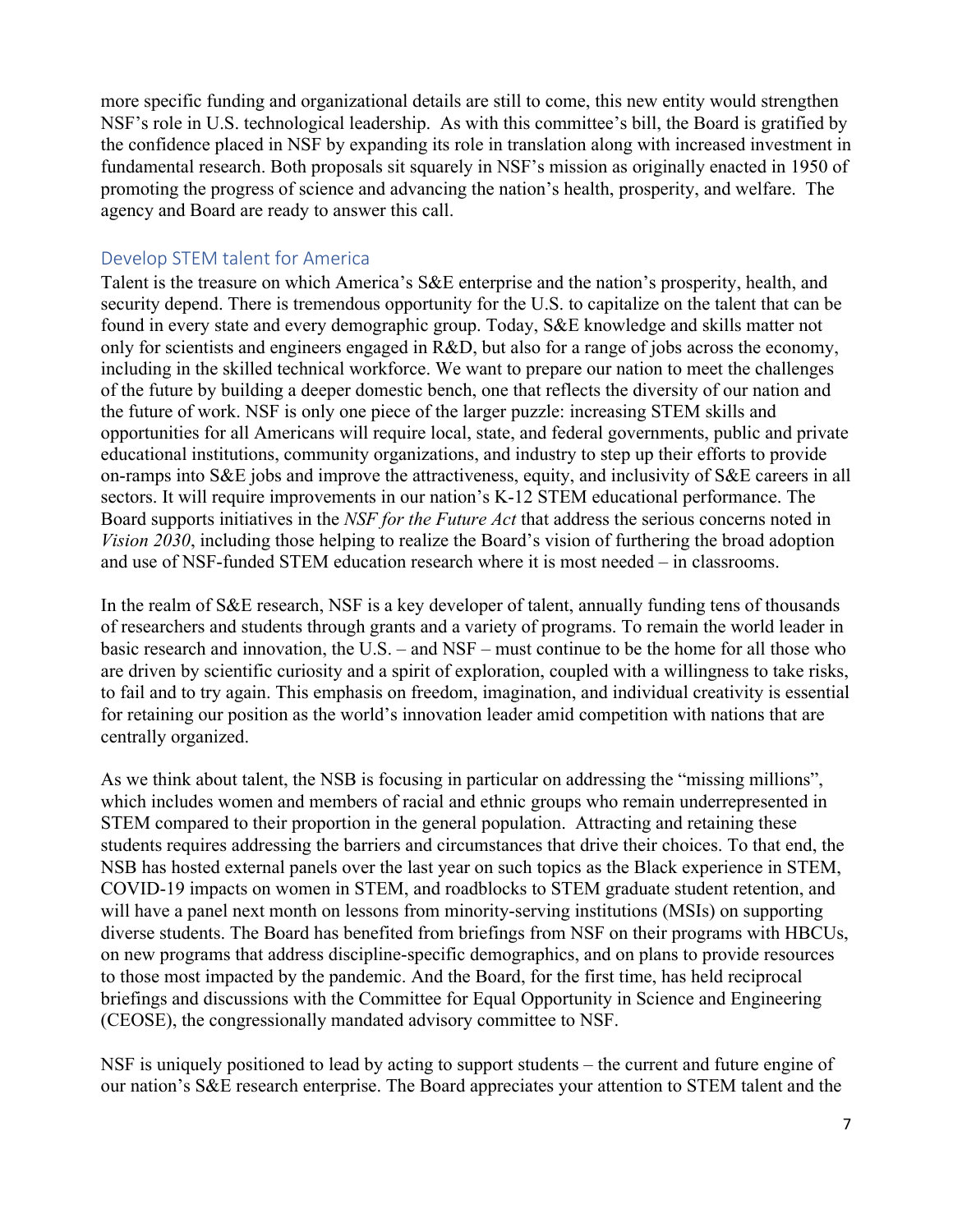more specific funding and organizational details are still to come, this new entity would strengthen NSF's role in U.S. technological leadership. As with this committee's bill, the Board is gratified by the confidence placed in NSF by expanding its role in translation along with increased investment in fundamental research. Both proposals sit squarely in NSF's mission as originally enacted in 1950 of promoting the progress of science and advancing the nation's health, prosperity, and welfare. The agency and Board are ready to answer this call.

## Develop STEM talent for America

Talent is the treasure on which America's S&E enterprise and the nation's prosperity, health, and security depend. There is tremendous opportunity for the U.S. to capitalize on the talent that can be found in every state and every demographic group. Today, S&E knowledge and skills matter not only for scientists and engineers engaged in R&D, but also for a range of jobs across the economy, including in the skilled technical workforce. We want to prepare our nation to meet the challenges of the future by building a deeper domestic bench, one that reflects the diversity of our nation and the future of work. NSF is only one piece of the larger puzzle: increasing STEM skills and opportunities for all Americans will require local, state, and federal governments, public and private educational institutions, community organizations, and industry to step up their efforts to provide on-ramps into S&E jobs and improve the attractiveness, equity, and inclusivity of S&E careers in all sectors. It will require improvements in our nation's K-12 STEM educational performance. The Board supports initiatives in the *NSF for the Future Act* that address the serious concerns noted in *Vision 2030*, including those helping to realize the Board's vision of furthering the broad adoption and use of NSF-funded STEM education research where it is most needed – in classrooms.

In the realm of S&E research, NSF is a key developer of talent, annually funding tens of thousands of researchers and students through grants and a variety of programs. To remain the world leader in basic research and innovation, the U.S. – and NSF – must continue to be the home for all those who are driven by scientific curiosity and a spirit of exploration, coupled with a willingness to take risks, to fail and to try again. This emphasis on freedom, imagination, and individual creativity is essential for retaining our position as the world's innovation leader amid competition with nations that are centrally organized.

As we think about talent, the NSB is focusing in particular on addressing the "missing millions", which includes women and members of racial and ethnic groups who remain underrepresented in STEM compared to their proportion in the general population. Attracting and retaining these students requires addressing the barriers and circumstances that drive their choices. To that end, the NSB has hosted external panels over the last year on such topics as the Black experience in STEM, COVID-19 impacts on women in STEM, and roadblocks to STEM graduate student retention, and will have a panel next month on lessons from minority-serving institutions (MSIs) on supporting diverse students. The Board has benefited from briefings from NSF on their programs with HBCUs, on new programs that address discipline-specific demographics, and on plans to provide resources to those most impacted by the pandemic. And the Board, for the first time, has held reciprocal briefings and discussions with the Committee for Equal Opportunity in Science and Engineering (CEOSE), the congressionally mandated advisory committee to NSF.

NSF is uniquely positioned to lead by acting to support students – the current and future engine of our nation's S&E research enterprise. The Board appreciates your attention to STEM talent and the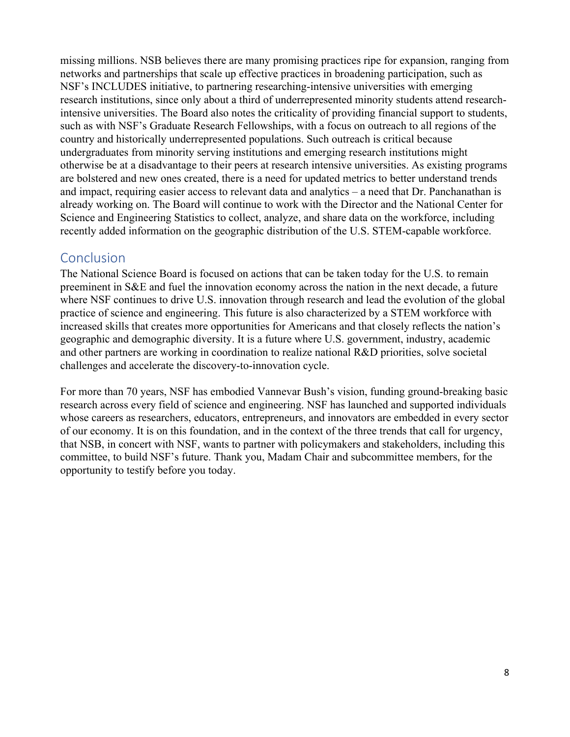missing millions. NSB believes there are many promising practices ripe for expansion, ranging from networks and partnerships that scale up effective practices in broadening participation, such as NSF's INCLUDES initiative, to partnering researching-intensive universities with emerging research institutions, since only about a third of underrepresented minority students attend research-intensive universities. The Board also notes the criticality of providing financial support to students, such as with NSF's Graduate Research Fellowships, with a focus on outreach to all regions of the country and historically underrepresented populations. Such outreach is critical because undergraduates from minority serving institutions and emerging research institutions might otherwise be at a disadvantage to their peers at research intensive universities. As existing programs are bolstered and new ones created, there is a need for updated metrics to better understand trends and impact, requiring easier access to relevant data and analytics – a need that Dr. Panchanathan is already working on. The Board will continue to work with the Director and the National Center for Science and Engineering Statistics to collect, analyze, and share data on the workforce, including recently added information on the geographic distribution of the U.S. STEM-capable workforce.

## Conclusion

The National Science Board is focused on actions that can be taken today for the U.S. to remain preeminent in S&E and fuel the innovation economy across the nation in the next decade, a future where NSF continues to drive U.S. innovation through research and lead the evolution of the global practice of science and engineering. This future is also characterized by a STEM workforce with increased skills that creates more opportunities for Americans and that closely reflects the nation's geographic and demographic diversity. It is a future where U.S. government, industry, academic and other partners are working in coordination to realize national R&D priorities, solve societal challenges and accelerate the discovery-to-innovation cycle.

For more than 70 years, NSF has embodied Vannevar Bush's vision, funding ground-breaking basic research across every field of science and engineering. NSF has launched and supported individuals whose careers as researchers, educators, entrepreneurs, and innovators are embedded in every sector of our economy. It is on this foundation, and in the context of the three trends that call for urgency, that NSB, in concert with NSF, wants to partner with policymakers and stakeholders, including this committee, to build NSF's future. Thank you, Madam Chair and subcommittee members, for the opportunity to testify before you today.